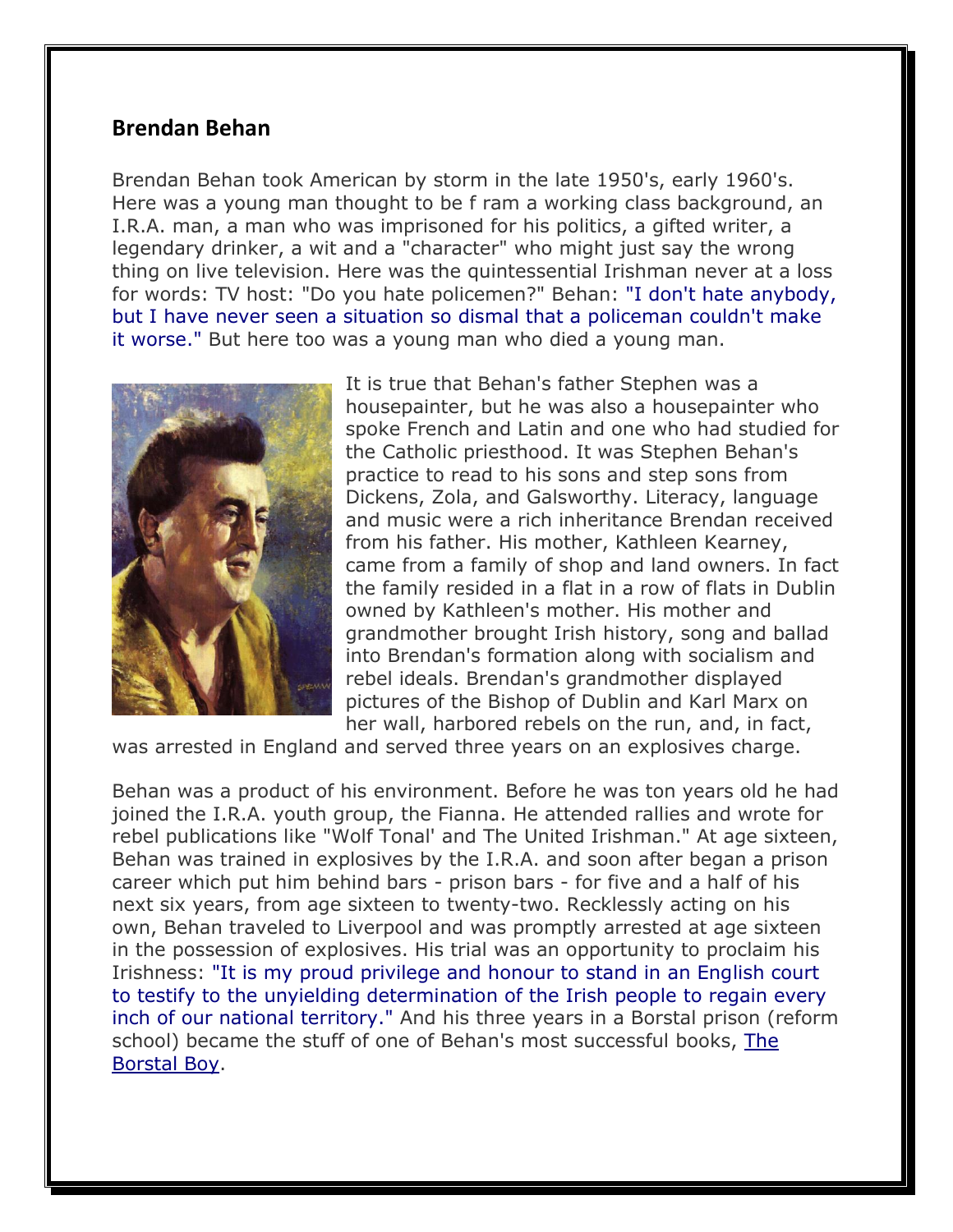## Brendan Behan

Brendan Behan took American by storm in the late 1950's, early 1960's. Here was a young man thought to be f ram a working class background, an I.R.A. man, a man who was imprisoned for his politics, a gifted writer, a legendary drinker, a wit and a "character" who might just say the wrong thing on live television. Here was the quintessential Irishman never at a loss for words: TV host: "Do you hate policemen?" Behan: "I don't hate anybody, but I have never seen a situation so dismal that a policeman couldn't make it worse." But here too was a young man who died a young man.

It is true that Behan's father Stephen was a housepainter, but he was also a housepainter who spoke French and Latin and one who had studied for the Catholic priesthood. It was Stephen Behan's practice to read to his sons and step sons from Dickens, Zola, and Galsworthy. Literacy, language and music were a rich inheritance Brendan received from his father. His mother, Kathleen Kearney, came from a family of shop and land owners. In fact the family resided in a flat in a row of flats in Dublin owned by Kathleen's mother. His mother and grandmother brought Irish history, song and ballad into Brendan's formation along with socialism and rebel ideals. Brendan's grandmother displayed pictures of the Bishop of Dublin and Karl Marx on her wall, harbored rebels on the run, and, in fact, was arrested in England and served three years on an explosives charge.

Behan was a product of his environment. Before he was ton years old he had joined the I.R.A. youth group, the Fianna. He attended rallies and wrote for rebel publications like "Wolf Tonal' and The United Irishman." At age sixteen, Behan was trained in explosives by the I.R.A. and soon after began a prison career which put him behind bars - prison bars - for five and a half of his next six years, from age sixteen to twenty-two. Recklessly acting on his own, Behan traveled to Liverpool and was promptly arrested at age sixteen in the possession of explosives. His trial was an opportunity to proclaim his Irishness: "It is my proud privilege and honour to stand in an English court to testify to the unyielding determination of the Irish people to regain every inch of our national territory." And his three years in a Borstal prison (reform school) became the stuff of one of Behan's most successful books, The Borstal Boy.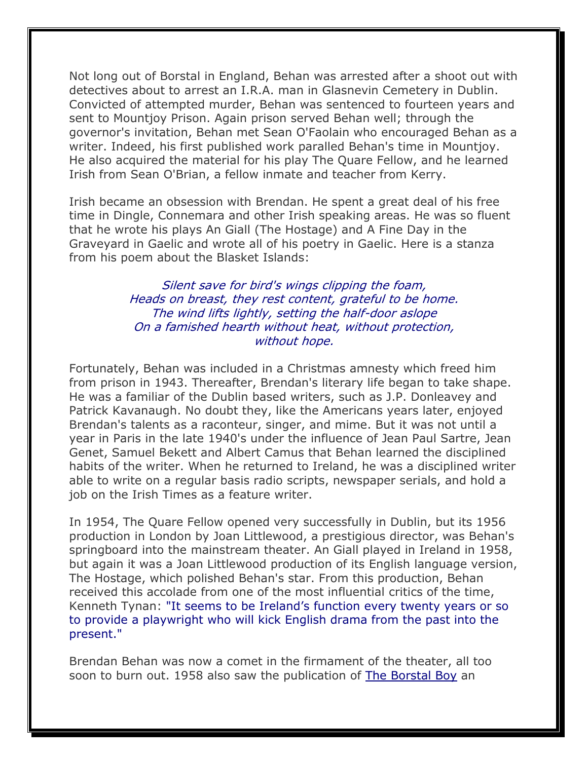Not long out of Borstal in England, Behan was arrested after a shoot out with detectives about to arrest an I.R.A. man in Glasnevin Cemetery in Dublin. Convicted of attempted murder, Behan was sentenced to fourteen years and sent to Mountjoy Prison. Again prison served Behan well; through the governor's invitation, Behan met Sean O'Faolain who encouraged Behan as a writer. Indeed, his first published work paralled Behan's time in Mountjoy. He also acquired the material for his play The Quare Fellow, and he learned Irish from Sean O'Brian, a fellow inmate and teacher from Kerry.

Irish became an obsession with Brendan. He spent a great deal of his free time in Dingle, Connemara and other Irish speaking areas. He was so fluent that he wrote his plays An Giall (The Hostage) and A Fine Day in the Graveyard in Gaelic and wrote all of his poetry in Gaelic. Here is a stanza from his poem about the Blasket Islands:

*Silent save for bird's wings clipping the foam,*
*Heads on breast, they rest content, grateful to be home.*
*The wind lifts lightly, setting the half-door aslope*
*On a famished hearth without heat, without protection, without hope.*

Fortunately, Behan was included in a Christmas amnesty which freed him from prison in 1943. Thereafter, Brendan's literary life began to take shape. He was a familiar of the Dublin based writers, such as J.P. Donleavey and Patrick Kavanaugh. No doubt they, like the Americans years later, enjoyed Brendan's talents as a raconteur, singer, and mime. But it was not until a year in Paris in the late 1940's under the influence of Jean Paul Sartre, Jean Genet, Samuel Bekett and Albert Camus that Behan learned the disciplined habits of the writer. When he returned to Ireland, he was a disciplined writer able to write on a regular basis radio scripts, newspaper serials, and hold a job on the Irish Times as a feature writer.

In 1954, The Quare Fellow opened very successfully in Dublin, but its 1956 production in London by Joan Littlewood, a prestigious director, was Behan's springboard into the mainstream theater. An Giall played in Ireland in 1958, but again it was a Joan Littlewood production of its English language version, The Hostage, which polished Behan's star. From this production, Behan received this accolade from one of the most influential critics of the time, Kenneth Tynan: "It seems to be Ireland’s function every twenty years or so to provide a playwright who will kick English drama from the past into the present."

Brendan Behan was now a comet in the firmament of the theater, all too soon to burn out. 1958 also saw the publication of The Borstal Boy an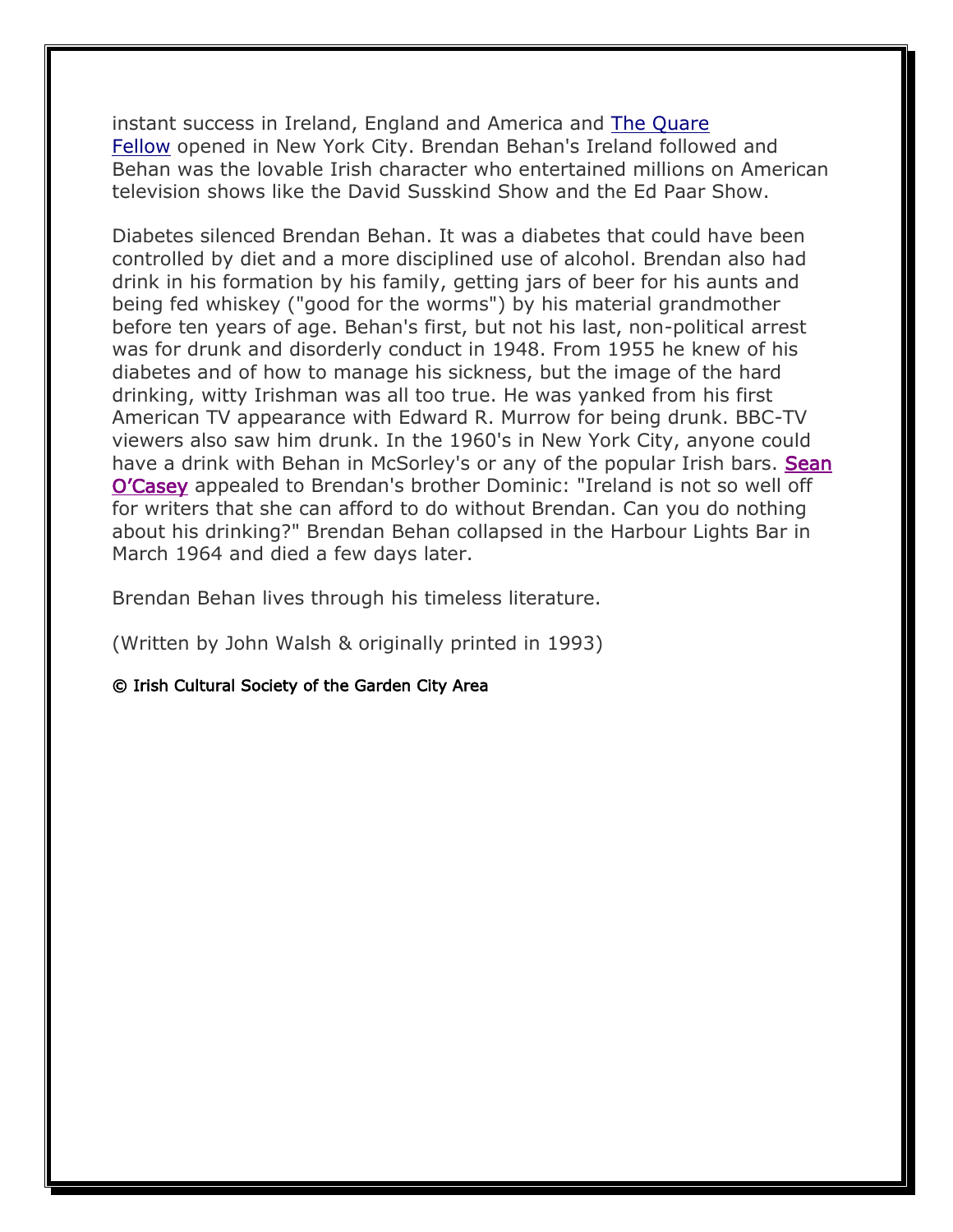instant success in Ireland, England and America and The Quare Fellow opened in New York City. Brendan Behan's Ireland followed and Behan was the lovable Irish character who entertained millions on American television shows like the David Susskind Show and the Ed Paar Show.

Diabetes silenced Brendan Behan. It was a diabetes that could have been controlled by diet and a more disciplined use of alcohol. Brendan also had drink in his formation by his family, getting jars of beer for his aunts and being fed whiskey ("good for the worms") by his material grandmother before ten years of age. Behan's first, but not his last, non-political arrest was for drunk and disorderly conduct in 1948. From 1955 he knew of his diabetes and of how to manage his sickness, but the image of the hard drinking, witty Irishman was all too true. He was yanked from his first American TV appearance with Edward R. Murrow for being drunk. BBC-TV viewers also saw him drunk. In the 1960's in New York City, anyone could have a drink with Behan in McSorley's or any of the popular Irish bars. Sean O'Casey appealed to Brendan's brother Dominic: "Ireland is not so well off for writers that she can afford to do without Brendan. Can you do nothing about his drinking?" Brendan Behan collapsed in the Harbour Lights Bar in March 1964 and died a few days later.

Brendan Behan lives through his timeless literature.

(Written by John Walsh & originally printed in 1993)

© Irish Cultural Society of the Garden City Area